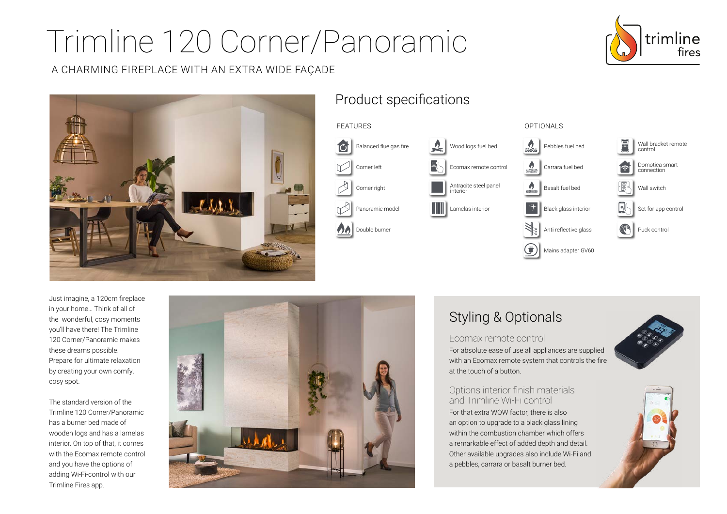# Trimline 120 Corner/Panoramic

A CHARMING FIREPLACE WITH AN EXTRA WIDE FAÇADE

## Product specifications

### FEATURES

- Balanced flue gas fire
- Corner left
- Corner right
- Panoramic model
- Double burner
- Wood logs fuel bed
- Ecomax remote control
- Antracite steel panel interior
- Lamelas interior

### OPTIONALS

- Pebbles fuel bed
- Carrara fuel bed
- Basalt fuel bed
- Black glass interior
- Anti reflective glass
- Mains adapter GV60
- Wall bracket remote control
- Domotica smart connection
- Wall switch
- Set for app control
- Puck control

Just imagine, a 120cm fireplace in your home… Think of all of the wonderful, cosy moments you'll have there! The Trimline 120 Corner/Panoramic makes these dreams possible. Prepare for ultimate relaxation by creating your own comfy, cosy spot.

The standard version of the Trimline 120 Corner/Panoramic has a burner bed made of wooden logs and has a lamelas interior. On top of that, it comes with the Ecomax remote control and you have the options of adding Wi-Fi-control with our Trimline Fires app.

## Styling & Optionals

### Ecomax remote control

For absolute ease of use all appliances are supplied with an Ecomax remote system that controls the fire at the touch of a button.

### Options interior finish materials and Trimline Wi-Fi control

For that extra WOW factor, there is also an option to upgrade to a black glass lining within the combustion chamber which offers a remarkable effect of added depth and detail. Other available upgrades also include Wi-Fi and a pebbles, carrara or basalt burner bed.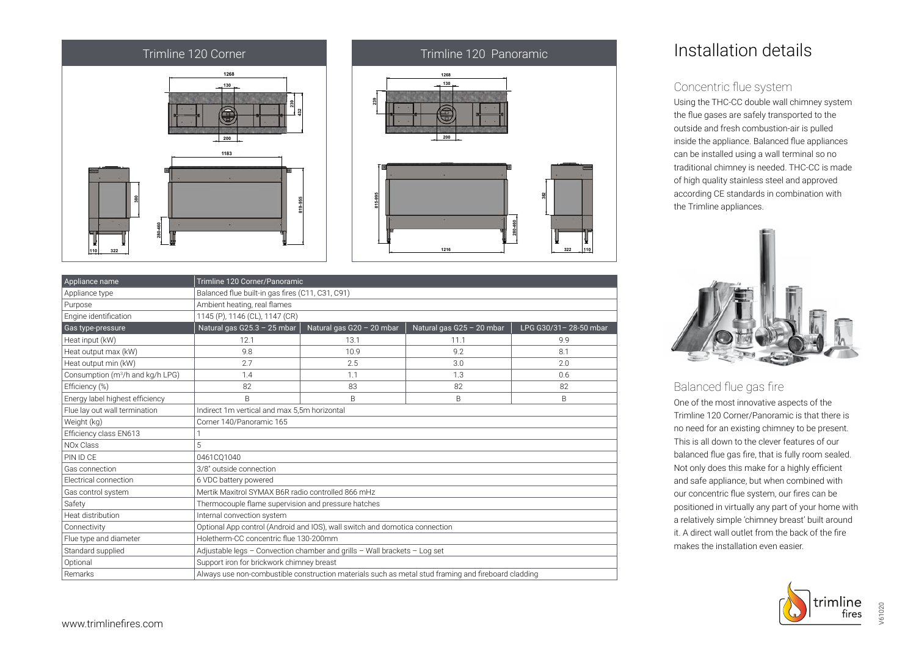## Trimline 120 Corner

1268
130
239
432
200
1183
380
819-955
280-460
110
322

## Trimline 120 Panoramic

1268
130
239
200
815-995
382
280-460
1216
322
110

| | | | | |
|---|---|---|---|---|
| Appliance name | Trimline 120 Corner/Panoramic | | | |
| Appliance type | Balanced flue built-in gas fires (C11, C31, C91) | | | |
| Purpose | Ambient heating, real flames | | | |
| Engine identification | 1145 (P), 1146 (CL), 1147 (CR) | | | |
| Gas type-pressure | Natural gas G25.3 – 25 mbar | Natural gas G20 – 20 mbar | Natural gas G25 – 20 mbar | LPG G30/31– 28-50 mbar |
| Heat input (kW) | 12.1 | 13.1 | 11.1 | 9.9 |
| Heat output max (kW) | 9.8 | 10.9 | 9.2 | 8.1 |
| Heat output min (kW) | 2.7 | 2.5 | 3.0 | 2.0 |
| Consumption ($m^3$/h and kg/h LPG) | 1.4 | 1.1 | 1.3 | 0.6 |
| Efficiency (%) | 82 | 83 | 82 | 82 |
| Energy label highest efficiency | B | B | B | B |
| Flue lay out wall termination | Indirect 1m vertical and max 5,5m horizontal | | | |
| Weight (kg) | Corner 140/Panoramic 165 | | | |
| Efficiency class EN613 | 1 | | | |
| NOx Class | 5 | | | |
| PIN ID CE | 0461CQ1040 | | | |
| Gas connection | 3/8" outside connection | | | |
| Electrical connection | 6 VDC battery powered | | | |
| Gas control system | Mertik Maxitrol SYMAX B6R radio controlled 866 mHz | | | |
| Safety | Thermocouple flame supervision and pressure hatches | | | |
| Heat distribution | Internal convection system | | | |
| Connectivity | Optional App control (Android and IOS), wall switch and domotica connection | | | |
| Flue type and diameter | Holetherm-CC concentric flue 130-200mm | | | |
| Standard supplied | Adjustable legs – Convection chamber and grills – Wall brackets – Log set | | | |
| Optional | Support iron for brickwork chimney breast | | | |
| Remarks | Always use non-combustible construction materials such as metal stud framing and fireboard cladding | | | |

# Installation details

## Concentric flue system

Using the THC-CC double wall chimney system the flue gases are safely transported to the outside and fresh combustion-air is pulled inside the appliance. Balanced flue appliances can be installed using a wall terminal so no traditional chimney is needed. THC-CC is made of high quality stainless steel and approved according CE standards in combination with the Trimline appliances.

## Balanced flue gas fire

One of the most innovative aspects of the Trimline 120 Corner/Panoramic is that there is no need for an existing chimney to be present. This is all down to the clever features of our balanced flue gas fire, that is fully room sealed. Not only does this make for a highly efficient and safe appliance, but when combined with our concentric flue system, our fires can be positioned in virtually any part of your home with a relatively simple 'chimney breast' built around it. A direct wall outlet from the back of the fire makes the installation even easier.

www.trimlinefires.com

trimline fires

V61020